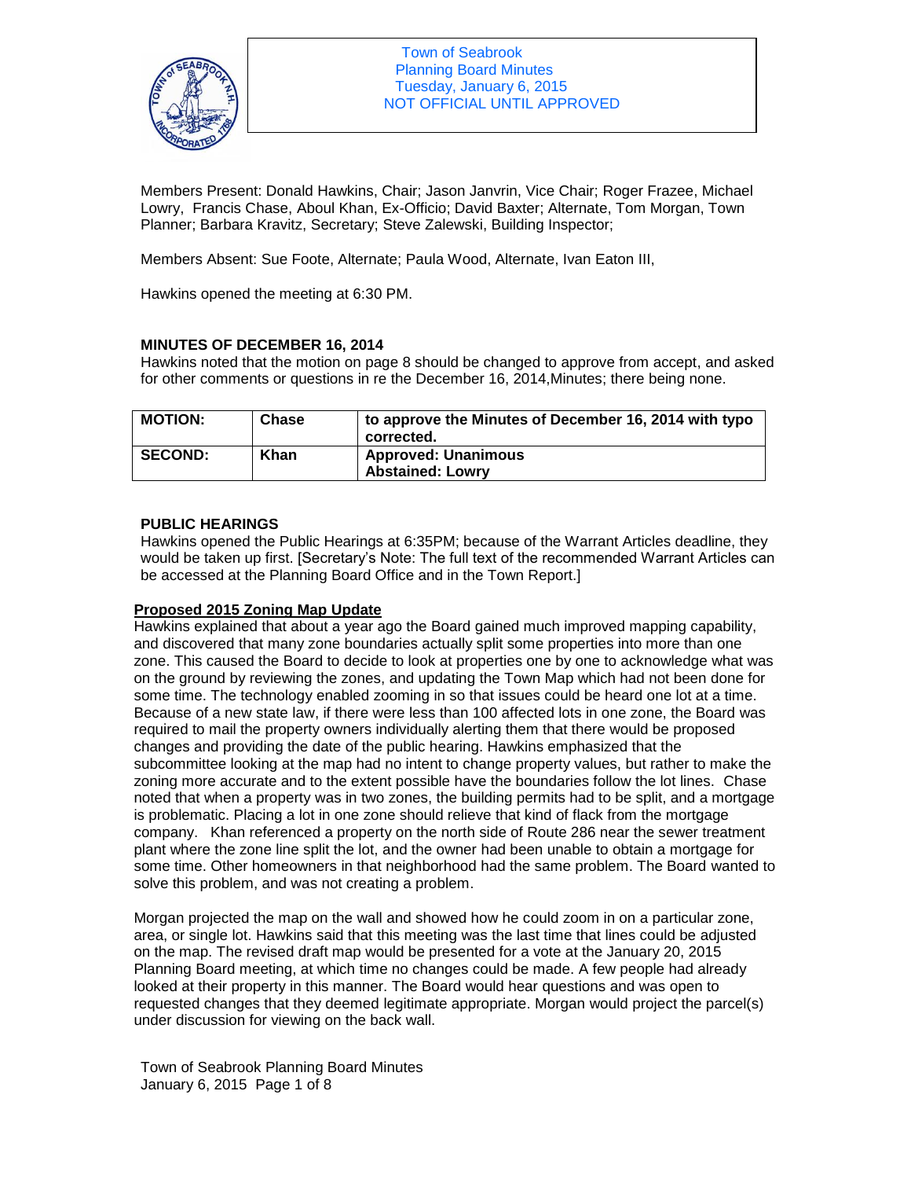Town of Seabrook
Planning Board Minutes
Tuesday, January 6, 2015
NOT OFFICIAL UNTIL APPROVED

Members Present: Donald Hawkins, Chair; Jason Janvrin, Vice Chair; Roger Frazee, Michael Lowry, Francis Chase, Aboul Khan, Ex-Officio; David Baxter; Alternate, Tom Morgan, Town Planner; Barbara Kravitz, Secretary; Steve Zalewski, Building Inspector;

Members Absent: Sue Foote, Alternate; Paula Wood, Alternate, Ivan Eaton III,

Hawkins opened the meeting at 6:30 PM.

**MINUTES OF DECEMBER 16, 2014**

Hawkins noted that the motion on page 8 should be changed to approve from accept, and asked for other comments or questions in re the December 16, 2014,Minutes; there being none.

| | | |
|---|---|---|
| **MOTION:** | **Chase** | **to approve the Minutes of December 16, 2014 with typo corrected.** |
| **SECOND:** | **Khan** | **Approved: Unanimous<br>Abstained: Lowry** |

**PUBLIC HEARINGS**

Hawkins opened the Public Hearings at 6:35PM; because of the Warrant Articles deadline, they would be taken up first. [Secretary's Note: The full text of the recommended Warrant Articles can be accessed at the Planning Board Office and in the Town Report.]

**Proposed 2015 Zoning Map Update**

Hawkins explained that about a year ago the Board gained much improved mapping capability, and discovered that many zone boundaries actually split some properties into more than one zone. This caused the Board to decide to look at properties one by one to acknowledge what was on the ground by reviewing the zones, and updating the Town Map which had not been done for some time. The technology enabled zooming in so that issues could be heard one lot at a time. Because of a new state law, if there were less than 100 affected lots in one zone, the Board was required to mail the property owners individually alerting them that there would be proposed changes and providing the date of the public hearing. Hawkins emphasized that the subcommittee looking at the map had no intent to change property values, but rather to make the zoning more accurate and to the extent possible have the boundaries follow the lot lines. Chase noted that when a property was in two zones, the building permits had to be split, and a mortgage is problematic. Placing a lot in one zone should relieve that kind of flack from the mortgage company. Khan referenced a property on the north side of Route 286 near the sewer treatment plant where the zone line split the lot, and the owner had been unable to obtain a mortgage for some time. Other homeowners in that neighborhood had the same problem. The Board wanted to solve this problem, and was not creating a problem.

Morgan projected the map on the wall and showed how he could zoom in on a particular zone, area, or single lot. Hawkins said that this meeting was the last time that lines could be adjusted on the map. The revised draft map would be presented for a vote at the January 20, 2015 Planning Board meeting, at which time no changes could be made. A few people had already looked at their property in this manner. The Board would hear questions and was open to requested changes that they deemed legitimate appropriate. Morgan would project the parcel(s) under discussion for viewing on the back wall.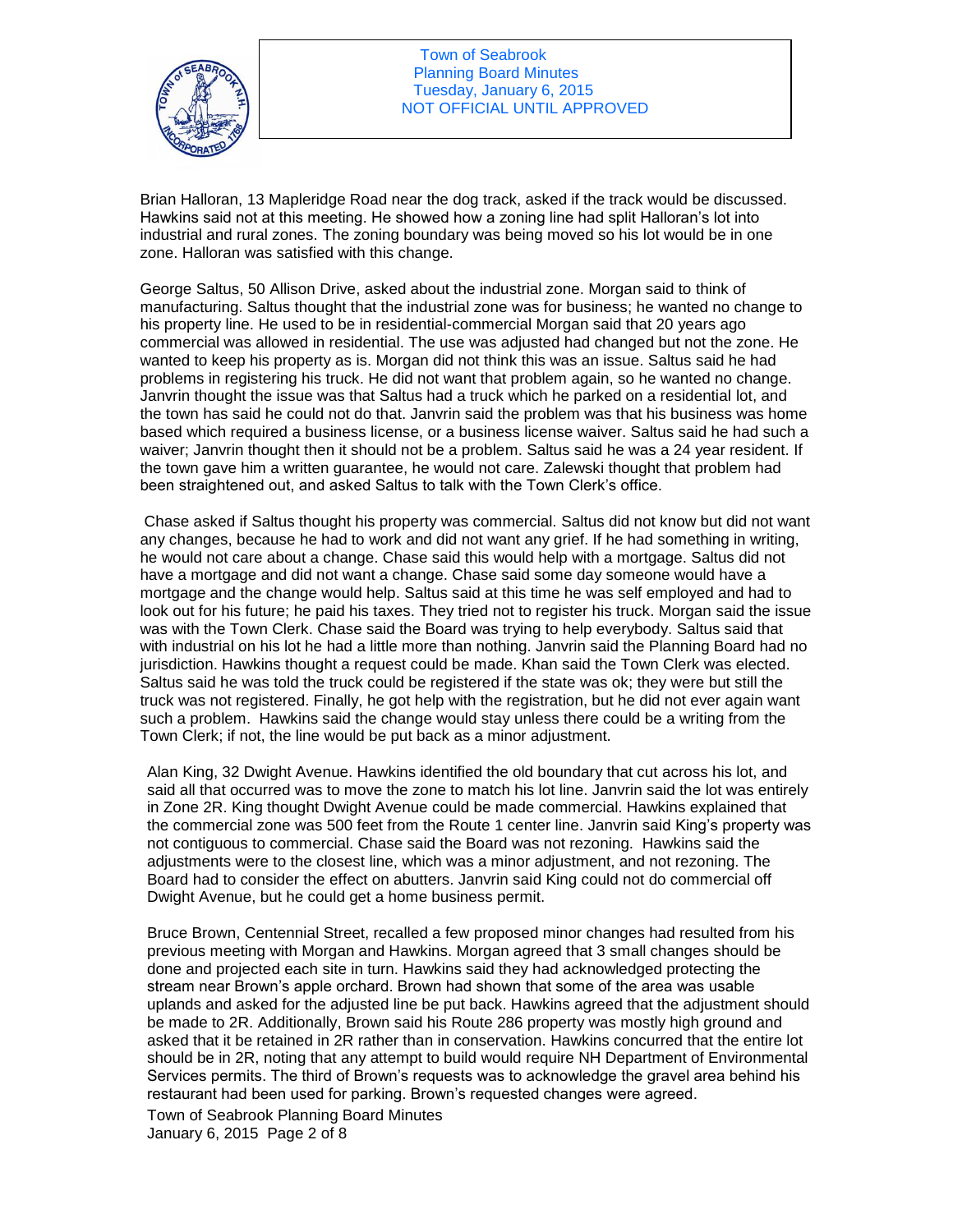Brian Halloran, 13 Mapleridge Road near the dog track, asked if the track would be discussed. Hawkins said not at this meeting. He showed how a zoning line had split Halloran's lot into industrial and rural zones. The zoning boundary was being moved so his lot would be in one zone. Halloran was satisfied with this change.

George Saltus, 50 Allison Drive, asked about the industrial zone. Morgan said to think of manufacturing. Saltus thought that the industrial zone was for business; he wanted no change to his property line. He used to be in residential-commercial Morgan said that 20 years ago commercial was allowed in residential. The use was adjusted had changed but not the zone. He wanted to keep his property as is. Morgan did not think this was an issue. Saltus said he had problems in registering his truck. He did not want that problem again, so he wanted no change. Janvrin thought the issue was that Saltus had a truck which he parked on a residential lot, and the town has said he could not do that. Janvrin said the problem was that his business was home based which required a business license, or a business license waiver. Saltus said he had such a waiver; Janvrin thought then it should not be a problem. Saltus said he was a 24 year resident. If the town gave him a written guarantee, he would not care. Zalewski thought that problem had been straightened out, and asked Saltus to talk with the Town Clerk's office.

Chase asked if Saltus thought his property was commercial. Saltus did not know but did not want any changes, because he had to work and did not want any grief. If he had something in writing, he would not care about a change. Chase said this would help with a mortgage. Saltus did not have a mortgage and did not want a change. Chase said some day someone would have a mortgage and the change would help. Saltus said at this time he was self employed and had to look out for his future; he paid his taxes. They tried not to register his truck. Morgan said the issue was with the Town Clerk. Chase said the Board was trying to help everybody. Saltus said that with industrial on his lot he had a little more than nothing. Janvrin said the Planning Board had no jurisdiction. Hawkins thought a request could be made. Khan said the Town Clerk was elected. Saltus said he was told the truck could be registered if the state was ok; they were but still the truck was not registered. Finally, he got help with the registration, but he did not ever again want such a problem. Hawkins said the change would stay unless there could be a writing from the Town Clerk; if not, the line would be put back as a minor adjustment.

Alan King, 32 Dwight Avenue. Hawkins identified the old boundary that cut across his lot, and said all that occurred was to move the zone to match his lot line. Janvrin said the lot was entirely in Zone 2R. King thought Dwight Avenue could be made commercial. Hawkins explained that the commercial zone was 500 feet from the Route 1 center line. Janvrin said King's property was not contiguous to commercial. Chase said the Board was not rezoning. Hawkins said the adjustments were to the closest line, which was a minor adjustment, and not rezoning. The Board had to consider the effect on abutters. Janvrin said King could not do commercial off Dwight Avenue, but he could get a home business permit.

Bruce Brown, Centennial Street, recalled a few proposed minor changes had resulted from his previous meeting with Morgan and Hawkins. Morgan agreed that 3 small changes should be done and projected each site in turn. Hawkins said they had acknowledged protecting the stream near Brown's apple orchard. Brown had shown that some of the area was usable uplands and asked for the adjusted line be put back. Hawkins agreed that the adjustment should be made to 2R. Additionally, Brown said his Route 286 property was mostly high ground and asked that it be retained in 2R rather than in conservation. Hawkins concurred that the entire lot should be in 2R, noting that any attempt to build would require NH Department of Environmental Services permits. The third of Brown's requests was to acknowledge the gravel area behind his restaurant had been used for parking. Brown's requested changes were agreed.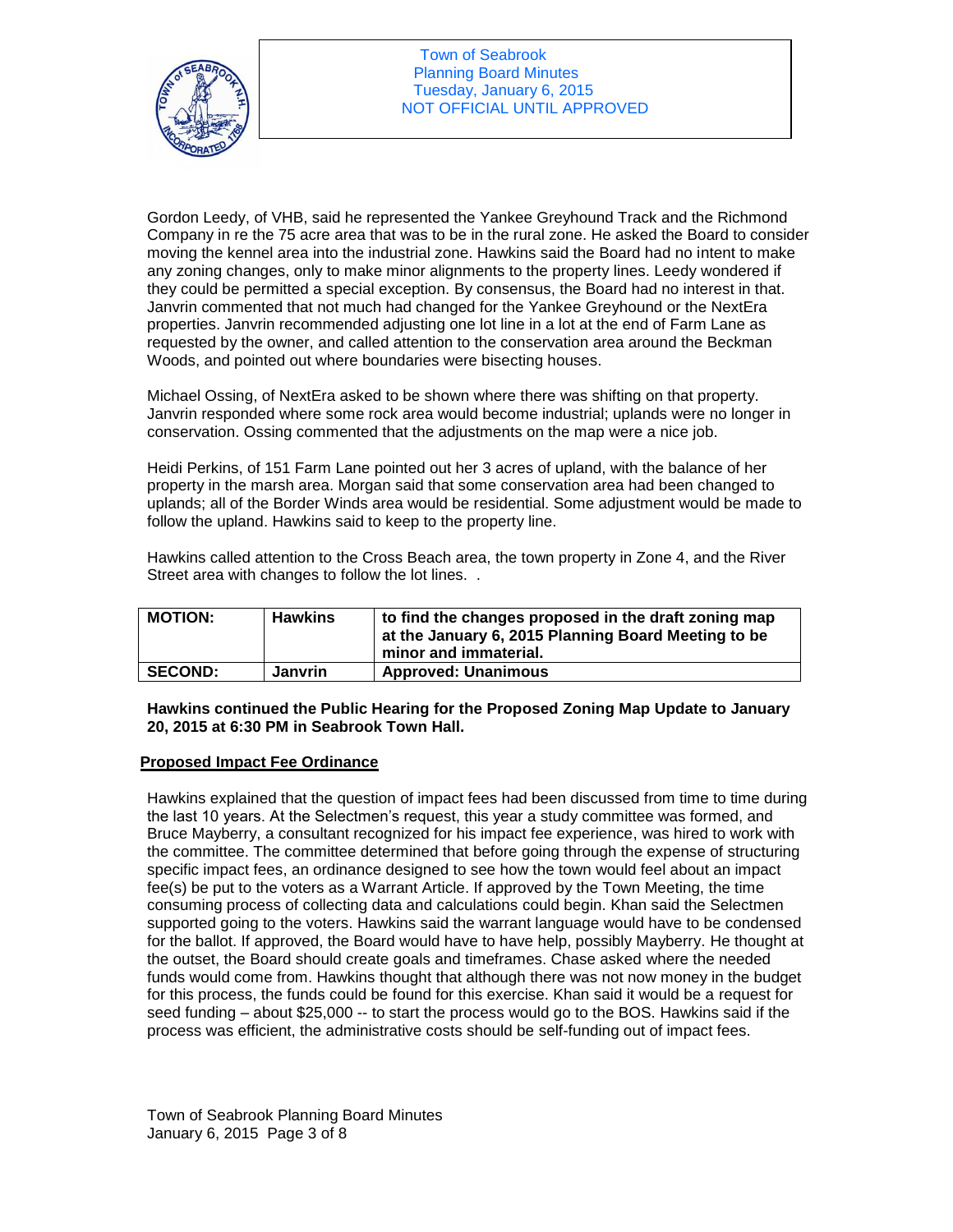Gordon Leedy, of VHB, said he represented the Yankee Greyhound Track and the Richmond Company in re the 75 acre area that was to be in the rural zone. He asked the Board to consider moving the kennel area into the industrial zone. Hawkins said the Board had no intent to make any zoning changes, only to make minor alignments to the property lines. Leedy wondered if they could be permitted a special exception. By consensus, the Board had no interest in that. Janvrin commented that not much had changed for the Yankee Greyhound or the NextEra properties. Janvrin recommended adjusting one lot line in a lot at the end of Farm Lane as requested by the owner, and called attention to the conservation area around the Beckman Woods, and pointed out where boundaries were bisecting houses.

Michael Ossing, of NextEra asked to be shown where there was shifting on that property. Janvrin responded where some rock area would become industrial; uplands were no longer in conservation. Ossing commented that the adjustments on the map were a nice job.

Heidi Perkins, of 151 Farm Lane pointed out her 3 acres of upland, with the balance of her property in the marsh area. Morgan said that some conservation area had been changed to uplands; all of the Border Winds area would be residential. Some adjustment would be made to follow the upland. Hawkins said to keep to the property line.

Hawkins called attention to the Cross Beach area, the town property in Zone 4, and the River Street area with changes to follow the lot lines. .

| **MOTION:** | **Hawkins** | **to find the changes proposed in the draft zoning map at the January 6, 2015 Planning Board Meeting to be minor and immaterial.** |
|---|---|---|
| **SECOND:** | **Janvrin** | **Approved: Unanimous** |

**Hawkins continued the Public Hearing for the Proposed Zoning Map Update to January 20, 2015 at 6:30 PM in Seabrook Town Hall.**

**Proposed Impact Fee Ordinance**

Hawkins explained that the question of impact fees had been discussed from time to time during the last 10 years. At the Selectmen's request, this year a study committee was formed, and Bruce Mayberry, a consultant recognized for his impact fee experience, was hired to work with the committee. The committee determined that before going through the expense of structuring specific impact fees, an ordinance designed to see how the town would feel about an impact fee(s) be put to the voters as a Warrant Article. If approved by the Town Meeting, the time consuming process of collecting data and calculations could begin. Khan said the Selectmen supported going to the voters. Hawkins said the warrant language would have to be condensed for the ballot. If approved, the Board would have to have help, possibly Mayberry. He thought at the outset, the Board should create goals and timeframes. Chase asked where the needed funds would come from. Hawkins thought that although there was not now money in the budget for this process, the funds could be found for this exercise. Khan said it would be a request for seed funding – about $25,000 -- to start the process would go to the BOS. Hawkins said if the process was efficient, the administrative costs should be self-funding out of impact fees.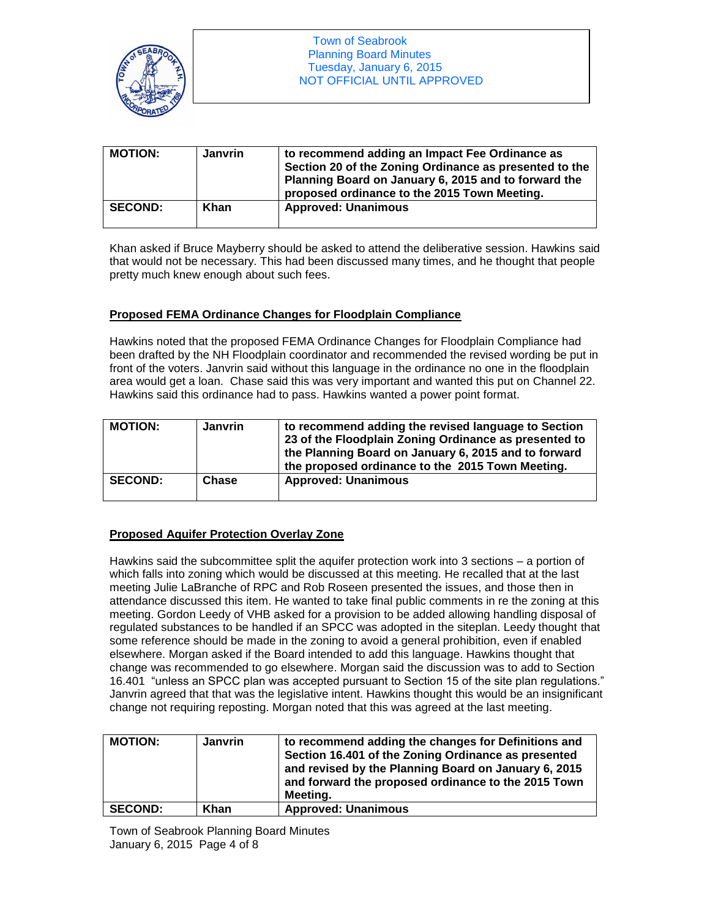| MOTION: | Janvrin | to recommend adding an Impact Fee Ordinance as Section 20 of the Zoning Ordinance as presented to the Planning Board on January 6, 2015 and to forward the proposed ordinance to the 2015 Town Meeting. |
|---|---|---|
| SECOND: | Khan | Approved: Unanimous |

Khan asked if Bruce Mayberry should be asked to attend the deliberative session. Hawkins said that would not be necessary. This had been discussed many times, and he thought that people pretty much knew enough about such fees.

**Proposed FEMA Ordinance Changes for Floodplain Compliance**

Hawkins noted that the proposed FEMA Ordinance Changes for Floodplain Compliance had been drafted by the NH Floodplain coordinator and recommended the revised wording be put in front of the voters. Janvrin said without this language in the ordinance no one in the floodplain area would get a loan. Chase said this was very important and wanted this put on Channel 22. Hawkins said this ordinance had to pass. Hawkins wanted a power point format.

| MOTION: | Janvrin | to recommend adding the revised language to Section 23 of the Floodplain Zoning Ordinance as presented to the Planning Board on January 6, 2015 and to forward the proposed ordinance to the 2015 Town Meeting. |
|---|---|---|
| SECOND: | Chase | Approved: Unanimous |

**Proposed Aquifer Protection Overlay Zone**

Hawkins said the subcommittee split the aquifer protection work into 3 sections – a portion of which falls into zoning which would be discussed at this meeting. He recalled that at the last meeting Julie LaBranche of RPC and Rob Roseen presented the issues, and those then in attendance discussed this item. He wanted to take final public comments in re the zoning at this meeting. Gordon Leedy of VHB asked for a provision to be added allowing handling disposal of regulated substances to be handled if an SPCC was adopted in the siteplan. Leedy thought that some reference should be made in the zoning to avoid a general prohibition, even if enabled elsewhere. Morgan asked if the Board intended to add this language. Hawkins thought that change was recommended to go elsewhere. Morgan said the discussion was to add to Section 16.401 "unless an SPCC plan was accepted pursuant to Section 15 of the site plan regulations." Janvrin agreed that that was the legislative intent. Hawkins thought this would be an insignificant change not requiring reposting. Morgan noted that this was agreed at the last meeting.

| MOTION: | Janvrin | to recommend adding the changes for Definitions and Section 16.401 of the Zoning Ordinance as presented and revised by the Planning Board on January 6, 2015 and forward the proposed ordinance to the 2015 Town Meeting. |
|---|---|---|
| SECOND: | Khan | Approved: Unanimous |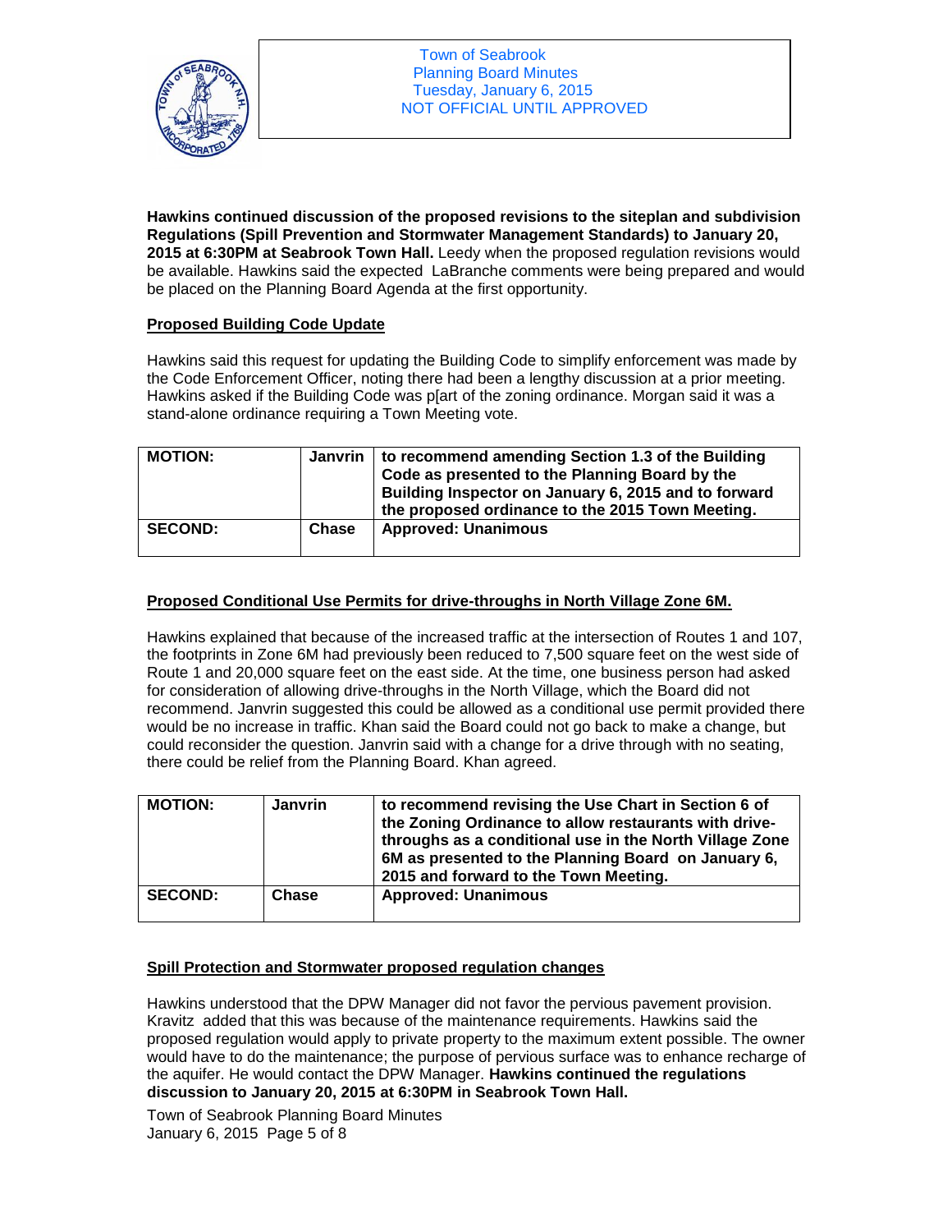**Hawkins continued discussion of the proposed revisions to the siteplan and subdivision Regulations (Spill Prevention and Stormwater Management Standards) to January 20, 2015 at 6:30PM at Seabrook Town Hall.** Leedy when the proposed regulation revisions would be available. Hawkins said the expected LaBranche comments were being prepared and would be placed on the Planning Board Agenda at the first opportunity.

**Proposed Building Code Update**

Hawkins said this request for updating the Building Code to simplify enforcement was made by the Code Enforcement Officer, noting there had been a lengthy discussion at a prior meeting. Hawkins asked if the Building Code was p[art of the zoning ordinance. Morgan said it was a stand-alone ordinance requiring a Town Meeting vote.

| **MOTION:** | **Janvrin** | **to recommend amending Section 1.3 of the Building Code as presented to the Planning Board by the Building Inspector on January 6, 2015 and to forward the proposed ordinance to the 2015 Town Meeting.** |
|---|---|---|
| **SECOND:** | **Chase** | **Approved: Unanimous** |

**Proposed Conditional Use Permits for drive-throughs in North Village Zone 6M.**

Hawkins explained that because of the increased traffic at the intersection of Routes 1 and 107, the footprints in Zone 6M had previously been reduced to 7,500 square feet on the west side of Route 1 and 20,000 square feet on the east side. At the time, one business person had asked for consideration of allowing drive-throughs in the North Village, which the Board did not recommend. Janvrin suggested this could be allowed as a conditional use permit provided there would be no increase in traffic. Khan said the Board could not go back to make a change, but could reconsider the question. Janvrin said with a change for a drive through with no seating, there could be relief from the Planning Board. Khan agreed.

| **MOTION:** | **Janvrin** | **to recommend revising the Use Chart in Section 6 of the Zoning Ordinance to allow restaurants with drive-throughs as a conditional use in the North Village Zone 6M as presented to the Planning Board on January 6, 2015 and forward to the Town Meeting.** |
|---|---|---|
| **SECOND:** | **Chase** | **Approved: Unanimous** |

**Spill Protection and Stormwater proposed regulation changes**

Hawkins understood that the DPW Manager did not favor the pervious pavement provision. Kravitz added that this was because of the maintenance requirements. Hawkins said the proposed regulation would apply to private property to the maximum extent possible. The owner would have to do the maintenance; the purpose of pervious surface was to enhance recharge of the aquifer. He would contact the DPW Manager. **Hawkins continued the regulations discussion to January 20, 2015 at 6:30PM in Seabrook Town Hall.**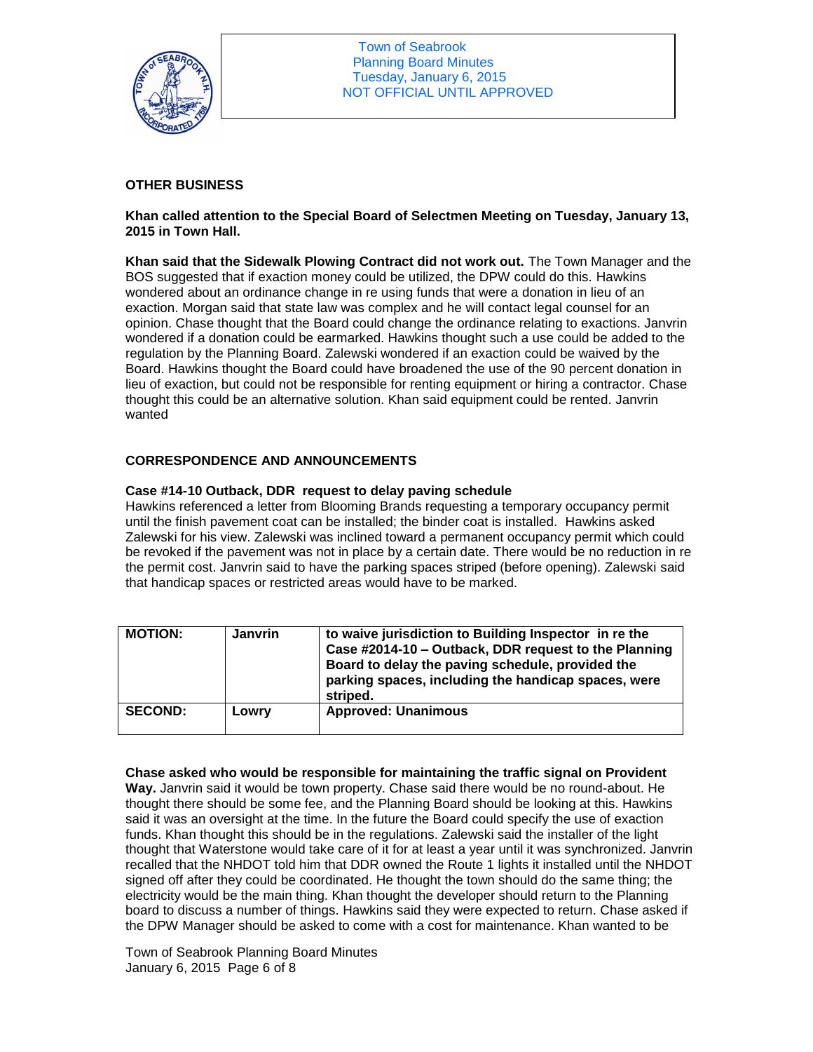## OTHER BUSINESS

**Khan called attention to the Special Board of Selectmen Meeting on Tuesday, January 13, 2015 in Town Hall.**

**Khan said that the Sidewalk Plowing Contract did not work out.** The Town Manager and the BOS suggested that if exaction money could be utilized, the DPW could do this. Hawkins wondered about an ordinance change in re using funds that were a donation in lieu of an exaction. Morgan said that state law was complex and he will contact legal counsel for an opinion. Chase thought that the Board could change the ordinance relating to exactions. Janvrin wondered if a donation could be earmarked. Hawkins thought such a use could be added to the regulation by the Planning Board. Zalewski wondered if an exaction could be waived by the Board. Hawkins thought the Board could have broadened the use of the 90 percent donation in lieu of exaction, but could not be responsible for renting equipment or hiring a contractor. Chase thought this could be an alternative solution. Khan said equipment could be rented. Janvrin wanted

## CORRESPONDENCE AND ANNOUNCEMENTS

**Case #14-10 Outback, DDR request to delay paving schedule**

Hawkins referenced a letter from Blooming Brands requesting a temporary occupancy permit until the finish pavement coat can be installed; the binder coat is installed. Hawkins asked Zalewski for his view. Zalewski was inclined toward a permanent occupancy permit which could be revoked if the pavement was not in place by a certain date. There would be no reduction in re the permit cost. Janvrin said to have the parking spaces striped (before opening). Zalewski said that handicap spaces or restricted areas would have to be marked.

| **MOTION:** | **Janvrin** | **to waive jurisdiction to Building Inspector in re the Case #2014-10 – Outback, DDR request to the Planning Board to delay the paving schedule, provided the parking spaces, including the handicap spaces, were striped.** |
|---|---|---|
| **SECOND:** | **Lowry** | **Approved: Unanimous** |

**Chase asked who would be responsible for maintaining the traffic signal on Provident Way.** Janvrin said it would be town property. Chase said there would be no round-about. He thought there should be some fee, and the Planning Board should be looking at this. Hawkins said it was an oversight at the time. In the future the Board could specify the use of exaction funds. Khan thought this should be in the regulations. Zalewski said the installer of the light thought that Waterstone would take care of it for at least a year until it was synchronized. Janvrin recalled that the NHDOT told him that DDR owned the Route 1 lights it installed until the NHDOT signed off after they could be coordinated. He thought the town should do the same thing; the electricity would be the main thing. Khan thought the developer should return to the Planning board to discuss a number of things. Hawkins said they were expected to return. Chase asked if the DPW Manager should be asked to come with a cost for maintenance. Khan wanted to be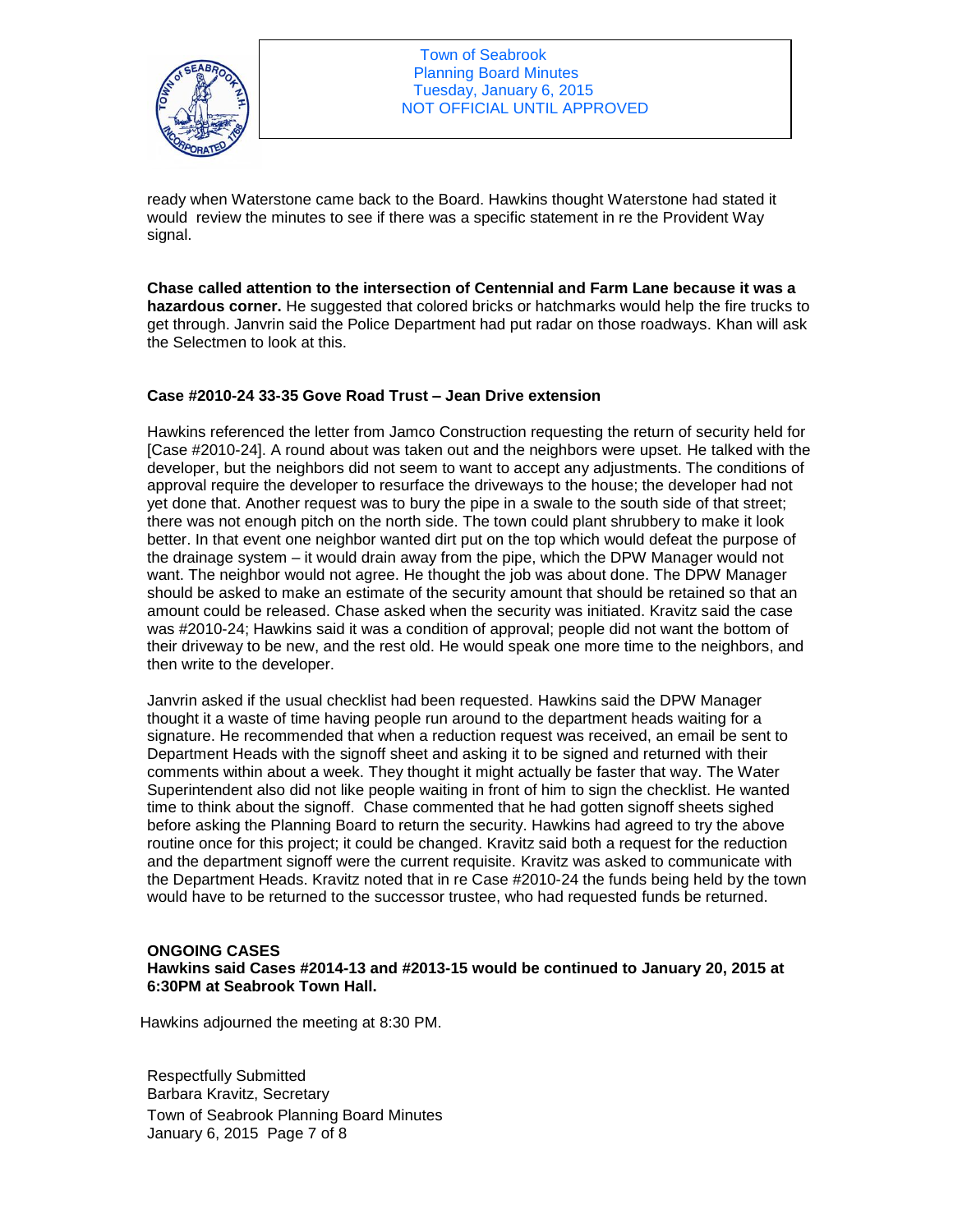ready when Waterstone came back to the Board. Hawkins thought Waterstone had stated it would review the minutes to see if there was a specific statement in re the Provident Way signal.

**Chase called attention to the intersection of Centennial and Farm Lane because it was a hazardous corner.** He suggested that colored bricks or hatchmarks would help the fire trucks to get through. Janvrin said the Police Department had put radar on those roadways. Khan will ask the Selectmen to look at this.

**Case #2010-24 33-35 Gove Road Trust – Jean Drive extension**

Hawkins referenced the letter from Jamco Construction requesting the return of security held for [Case #2010-24]. A round about was taken out and the neighbors were upset. He talked with the developer, but the neighbors did not seem to want to accept any adjustments. The conditions of approval require the developer to resurface the driveways to the house; the developer had not yet done that. Another request was to bury the pipe in a swale to the south side of that street; there was not enough pitch on the north side. The town could plant shrubbery to make it look better. In that event one neighbor wanted dirt put on the top which would defeat the purpose of the drainage system – it would drain away from the pipe, which the DPW Manager would not want. The neighbor would not agree. He thought the job was about done. The DPW Manager should be asked to make an estimate of the security amount that should be retained so that an amount could be released. Chase asked when the security was initiated. Kravitz said the case was #2010-24; Hawkins said it was a condition of approval; people did not want the bottom of their driveway to be new, and the rest old. He would speak one more time to the neighbors, and then write to the developer.

Janvrin asked if the usual checklist had been requested. Hawkins said the DPW Manager thought it a waste of time having people run around to the department heads waiting for a signature. He recommended that when a reduction request was received, an email be sent to Department Heads with the signoff sheet and asking it to be signed and returned with their comments within about a week. They thought it might actually be faster that way. The Water Superintendent also did not like people waiting in front of him to sign the checklist. He wanted time to think about the signoff. Chase commented that he had gotten signoff sheets sighed before asking the Planning Board to return the security. Hawkins had agreed to try the above routine once for this project; it could be changed. Kravitz said both a request for the reduction and the department signoff were the current requisite. Kravitz was asked to communicate with the Department Heads. Kravitz noted that in re Case #2010-24 the funds being held by the town would have to be returned to the successor trustee, who had requested funds be returned.

**ONGOING CASES**
**Hawkins said Cases #2014-13 and #2013-15 would be continued to January 20, 2015 at 6:30PM at Seabrook Town Hall.**

Hawkins adjourned the meeting at 8:30 PM.

Respectfully Submitted
Barbara Kravitz, Secretary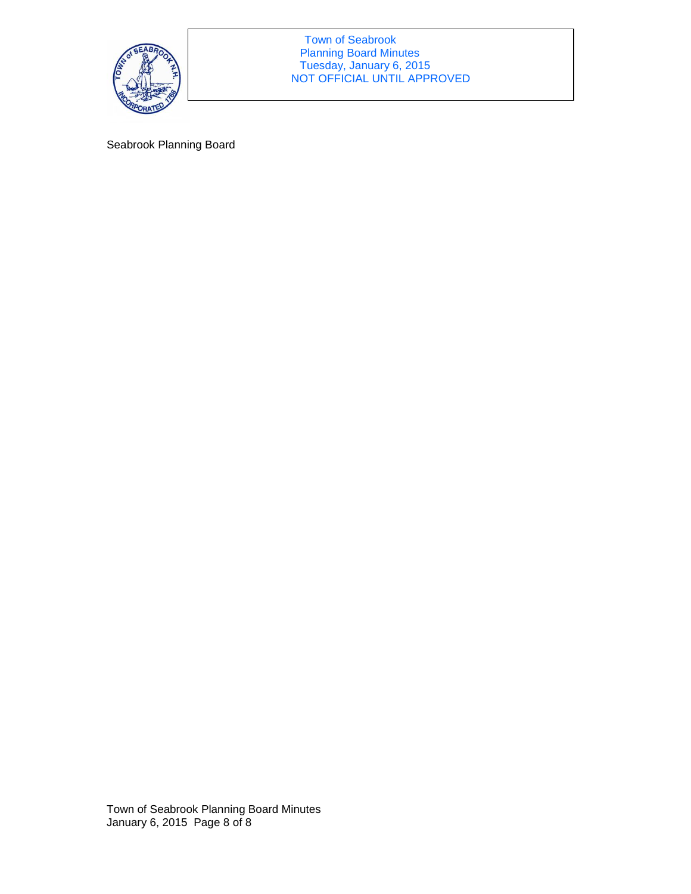Seabrook Planning Board